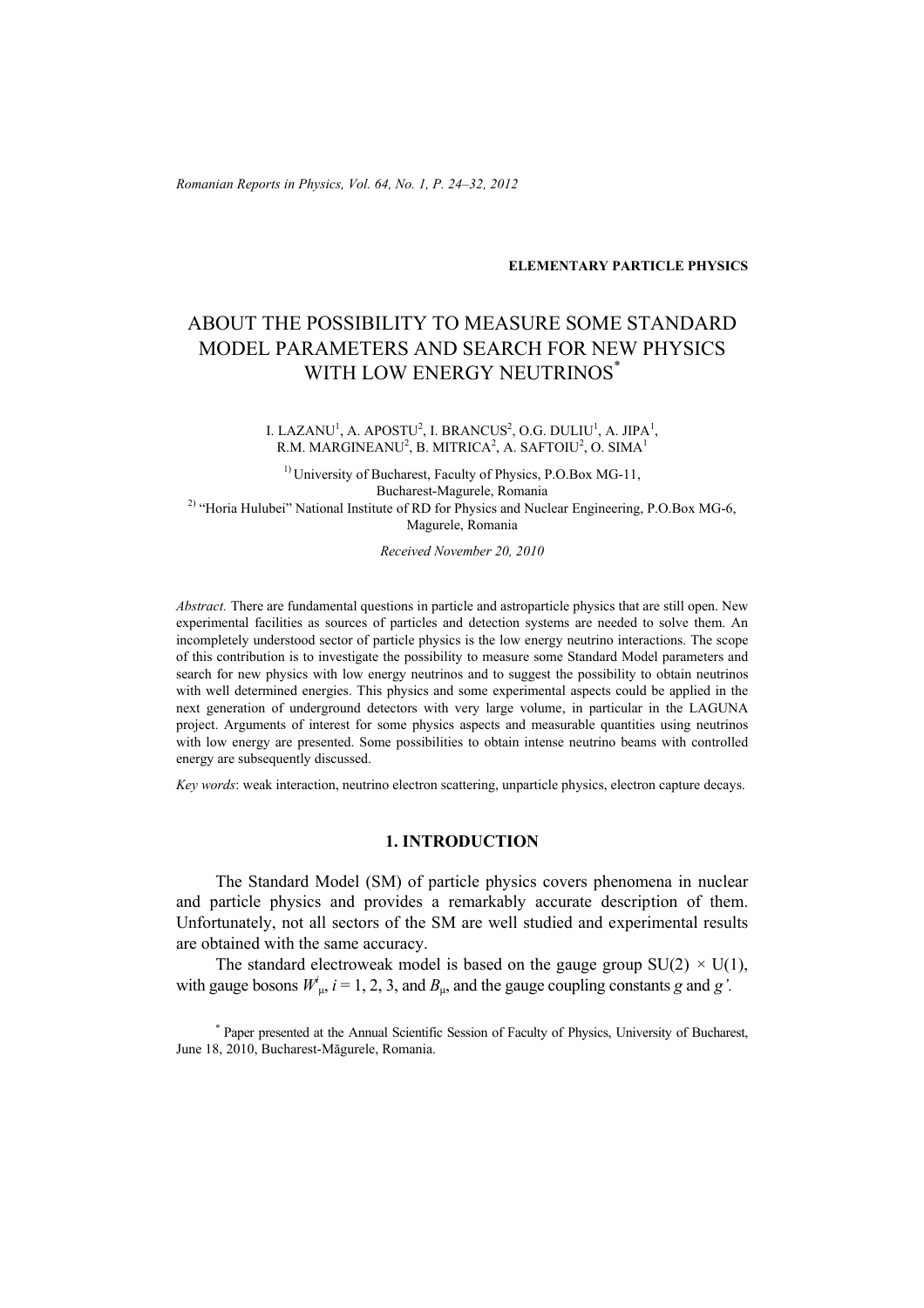**ELEMENTARY PARTICLE PHYSICS**

# ABOUT THE POSSIBILITY TO MEASURE SOME STANDARD MODEL PARAMETERS AND SEARCH FOR NEW PHYSICS WITH LOW ENERGY NEUTRINOS*

I. LAZANU[1], A. APOSTU[2], I. BRANCUS[2], O.G. DULIU[1], A. JIPA[1], R.M. MARGINEANU[2], B. MITRICA[2], A. SAFTOIU[2], O. SIMA[1]

[1] University of Bucharest, Faculty of Physics, P.O.Box MG-11, Bucharest-Magurele, Romania
[2] "Horia Hulubei" National Institute of RD for Physics and Nuclear Engineering, P.O.Box MG-6, Magurele, Romania

*Received November 20, 2010*

*Abstract.* There are fundamental questions in particle and astroparticle physics that are still open. New experimental facilities as sources of particles and detection systems are needed to solve them. An incompletely understood sector of particle physics is the low energy neutrino interactions. The scope of this contribution is to investigate the possibility to measure some Standard Model parameters and search for new physics with low energy neutrinos and to suggest the possibility to obtain neutrinos with well determined energies. This physics and some experimental aspects could be applied in the next generation of underground detectors with very large volume, in particular in the LAGUNA project. Arguments of interest for some physics aspects and measurable quantities using neutrinos with low energy are presented. Some possibilities to obtain intense neutrino beams with controlled energy are subsequently discussed.

*Key words*: weak interaction, neutrino electron scattering, unparticle physics, electron capture decays.

## 1. INTRODUCTION

The Standard Model (SM) of particle physics covers phenomena in nuclear and particle physics and provides a remarkably accurate description of them. Unfortunately, not all sectors of the SM are well studied and experimental results are obtained with the same accuracy.

The standard electroweak model is based on the gauge group SU(2) × U(1), with gauge bosons $W^i_\mu$, $i = 1, 2, 3$, and $B_\mu$, and the gauge coupling constants $g$ and $g'$.

* Paper presented at the Annual Scientific Session of Faculty of Physics, University of Bucharest, June 18, 2010, Bucharest-Măgurele, Romania.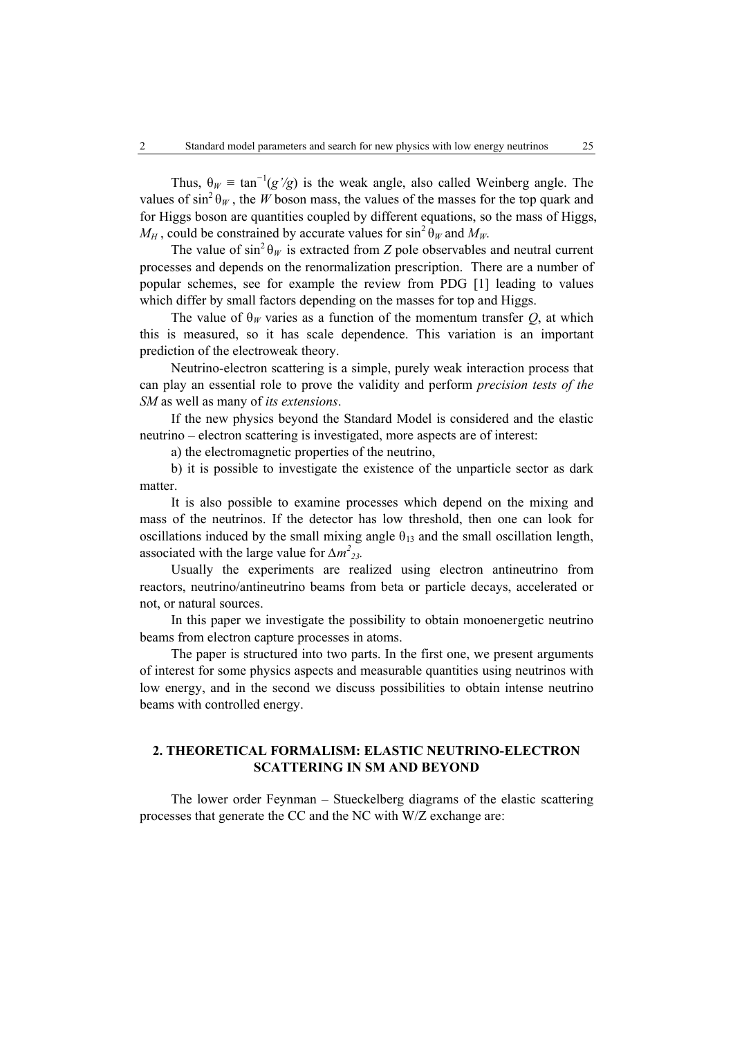Thus, $\theta_W \equiv \tan^{-1}(g'/g)$ is the weak angle, also called Weinberg angle. The values of $\sin^2\theta_W$, the $W$ boson mass, the values of the masses for the top quark and for Higgs boson are quantities coupled by different equations, so the mass of Higgs, $M_H$, could be constrained by accurate values for $\sin^2\theta_W$ and $M_W$.

The value of $\sin^2\theta_W$ is extracted from $Z$ pole observables and neutral current processes and depends on the renormalization prescription. There are a number of popular schemes, see for example the review from PDG [1] leading to values which differ by small factors depending on the masses for top and Higgs.

The value of $\theta_W$ varies as a function of the momentum transfer $Q$, at which this is measured, so it has scale dependence. This variation is an important prediction of the electroweak theory.

Neutrino-electron scattering is a simple, purely weak interaction process that can play an essential role to prove the validity and perform *precision tests of the SM* as well as many of *its extensions*.

If the new physics beyond the Standard Model is considered and the elastic neutrino – electron scattering is investigated, more aspects are of interest:

a) the electromagnetic properties of the neutrino,

b) it is possible to investigate the existence of the unparticle sector as dark matter.

It is also possible to examine processes which depend on the mixing and mass of the neutrinos. If the detector has low threshold, then one can look for oscillations induced by the small mixing angle $\theta_{13}$ and the small oscillation length, associated with the large value for $\Delta m^2_{23}$.

Usually the experiments are realized using electron antineutrino from reactors, neutrino/antineutrino beams from beta or particle decays, accelerated or not, or natural sources.

In this paper we investigate the possibility to obtain monoenergetic neutrino beams from electron capture processes in atoms.

The paper is structured into two parts. In the first one, we present arguments of interest for some physics aspects and measurable quantities using neutrinos with low energy, and in the second we discuss possibilities to obtain intense neutrino beams with controlled energy.

## 2. THEORETICAL FORMALISM: ELASTIC NEUTRINO-ELECTRON SCATTERING IN SM AND BEYOND

The lower order Feynman – Stueckelberg diagrams of the elastic scattering processes that generate the CC and the NC with W/Z exchange are: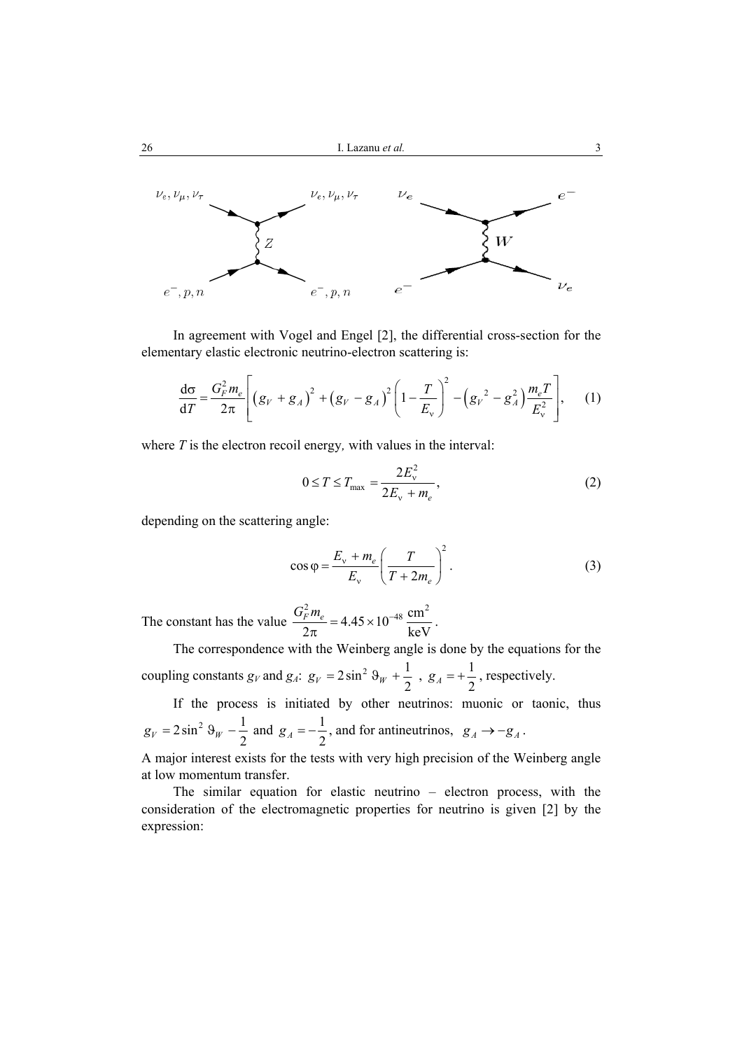In agreement with Vogel and Engel [2], the differential cross-section for the elementary elastic electronic neutrino-electron scattering is:

$$\frac{\mathrm{d}\sigma}{\mathrm{d}T}=\frac{G_F^2 m_e}{2\pi}\left[\left(g_V+g_A\right)^2+\left(g_V-g_A\right)^2\left(1-\frac{T}{E_\nu}\right)^2-\left({g_V}^2-g_A^2\right)\frac{m_e T}{E_\nu^2}\right], \quad (1)$$

where $T$ is the electron recoil energy, with values in the interval:

$$0\leq T\leq T_{\max}=\frac{2E_\nu^2}{2E_\nu+m_e}, \quad (2)$$

depending on the scattering angle:

$$\cos\varphi=\frac{E_\nu+m_e}{E_\nu}\left(\frac{T}{T+2m_e}\right)^2. \quad (3)$$

The constant has the value $\dfrac{G_F^2 m_e}{2\pi}=4.45\times10^{-48}\,\dfrac{\mathrm{cm}^2}{\mathrm{keV}}$.

The correspondence with the Weinberg angle is done by the equations for the coupling constants $g_V$ and $g_A$: $g_V=2\sin^2\vartheta_W+\dfrac{1}{2}$ , $g_A=+\dfrac{1}{2}$, respectively.

If the process is initiated by other neutrinos: muonic or taonic, thus $g_V=2\sin^2\vartheta_W-\dfrac{1}{2}$ and $g_A=-\dfrac{1}{2}$, and for antineutrinos, $g_A\to-g_A$.

A major interest exists for the tests with very high precision of the Weinberg angle at low momentum transfer.

The similar equation for elastic neutrino – electron process, with the consideration of the electromagnetic properties for neutrino is given [2] by the expression: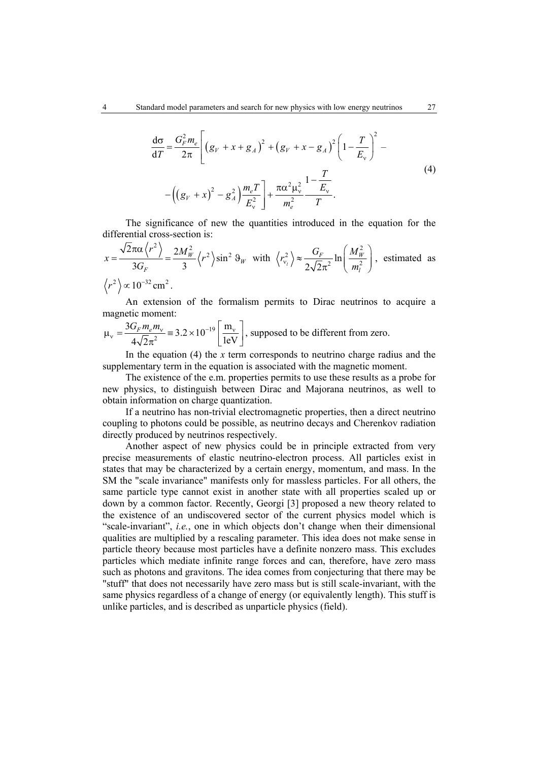$$\frac{d\sigma}{dT} = \frac{G_F^2 m_e}{2\pi}\left[\left(g_V + x + g_A\right)^2 + \left(g_V + x - g_A\right)^2\left(1 - \frac{T}{E_\nu}\right)^2 - \right.$$
$$\left. - \left(\left(g_V + x\right)^2 - g_A^2\right)\frac{m_e T}{E_\nu^2}\right] + \frac{\pi\alpha^2\mu_\nu^2}{m_e^2}\frac{1 - \dfrac{T}{E_\nu}}{T}. \tag{4}$$

The significance of new the quantities introduced in the equation for the differential cross-section is:

$x = \dfrac{\sqrt{2}\pi\alpha\left\langle r^2\right\rangle}{3G_F} = \dfrac{2M_W^2}{3}\left\langle r^2\right\rangle \sin^2\vartheta_W$ with $\left\langle r_{\nu_l}^2\right\rangle \approx \dfrac{G_F}{2\sqrt{2}\pi^2}\ln\left(\dfrac{M_W^2}{m_l^2}\right)$, estimated as $\left\langle r^2\right\rangle \propto 10^{-32}\,\text{cm}^2$.

An extension of the formalism permits to Dirac neutrinos to acquire a magnetic moment:

$\mu_\nu = \dfrac{3G_F m_e m_\nu}{4\sqrt{2}\pi^2} \equiv 3.2\times 10^{-19}\left[\dfrac{\text{m}_\nu}{1\text{eV}}\right]$, supposed to be different from zero.

In the equation (4) the $x$ term corresponds to neutrino charge radius and the supplementary term in the equation is associated with the magnetic moment.

The existence of the e.m. properties permits to use these results as a probe for new physics, to distinguish between Dirac and Majorana neutrinos, as well to obtain information on charge quantization.

If a neutrino has non-trivial electromagnetic properties, then a direct neutrino coupling to photons could be possible, as neutrino decays and Cherenkov radiation directly produced by neutrinos respectively.

Another aspect of new physics could be in principle extracted from very precise measurements of elastic neutrino-electron process. All particles exist in states that may be characterized by a certain energy, momentum, and mass. In the SM the "scale invariance" manifests only for massless particles. For all others, the same particle type cannot exist in another state with all properties scaled up or down by a common factor. Recently, Georgi [3] proposed a new theory related to the existence of an undiscovered sector of the current physics model which is "scale-invariant", *i.e.*, one in which objects don't change when their dimensional qualities are multiplied by a rescaling parameter. This idea does not make sense in particle theory because most particles have a definite nonzero mass. This excludes particles which mediate infinite range forces and can, therefore, have zero mass such as photons and gravitons. The idea comes from conjecturing that there may be "stuff" that does not necessarily have zero mass but is still scale-invariant, with the same physics regardless of a change of energy (or equivalently length). This stuff is unlike particles, and is described as unparticle physics (field).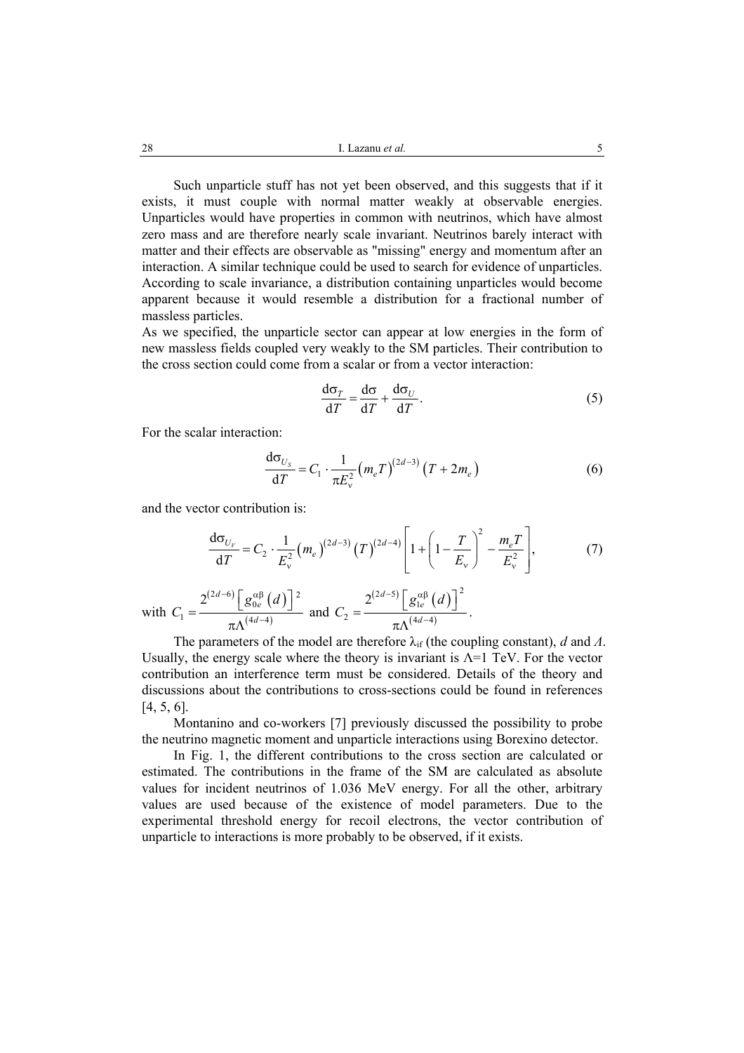Such unparticle stuff has not yet been observed, and this suggests that if it exists, it must couple with normal matter weakly at observable energies. Unparticles would have properties in common with neutrinos, which have almost zero mass and are therefore nearly scale invariant. Neutrinos barely interact with matter and their effects are observable as "missing" energy and momentum after an interaction. A similar technique could be used to search for evidence of unparticles. According to scale invariance, a distribution containing unparticles would become apparent because it would resemble a distribution for a fractional number of massless particles.

As we specified, the unparticle sector can appear at low energies in the form of new massless fields coupled very weakly to the SM particles. Their contribution to the cross section could come from a scalar or from a vector interaction:

$$\frac{\mathrm{d}\sigma_T}{\mathrm{d}T} = \frac{\mathrm{d}\sigma}{\mathrm{d}T} + \frac{\mathrm{d}\sigma_U}{\mathrm{d}T}. \tag{5}$$

For the scalar interaction:

$$\frac{\mathrm{d}\sigma_{U_S}}{\mathrm{d}T} = C_1 \cdot \frac{1}{\pi E_\nu^2}\left(m_e T\right)^{(2d-3)}\left(T + 2m_e\right) \tag{6}$$

and the vector contribution is:

$$\frac{\mathrm{d}\sigma_{U_V}}{\mathrm{d}T} = C_2 \cdot \frac{1}{E_\nu^2}\left(m_e\right)^{(2d-3)}\left(T\right)^{(2d-4)}\left[1 + \left(1 - \frac{T}{E_\nu}\right)^2 - \frac{m_e T}{E_\nu^2}\right], \tag{7}$$

with $C_1 = \dfrac{2^{(2d-6)}\left[g_{0e}^{\alpha\beta}\left(d\right)\right]^2}{\pi\Lambda^{(4d-4)}}$ and $C_2 = \dfrac{2^{(2d-5)}\left[g_{1e}^{\alpha\beta}\left(d\right)\right]^2}{\pi\Lambda^{(4d-4)}}$.

The parameters of the model are therefore $\lambda_{if}$ (the coupling constant), $d$ and $\Lambda$. Usually, the energy scale where the theory is invariant is $\Lambda$=1 TeV. For the vector contribution an interference term must be considered. Details of the theory and discussions about the contributions to cross-sections could be found in references [4, 5, 6].

Montanino and co-workers [7] previously discussed the possibility to probe the neutrino magnetic moment and unparticle interactions using Borexino detector.

In Fig. 1, the different contributions to the cross section are calculated or estimated. The contributions in the frame of the SM are calculated as absolute values for incident neutrinos of 1.036 MeV energy. For all the other, arbitrary values are used because of the existence of model parameters. Due to the experimental threshold energy for recoil electrons, the vector contribution of unparticle to interactions is more probably to be observed, if it exists.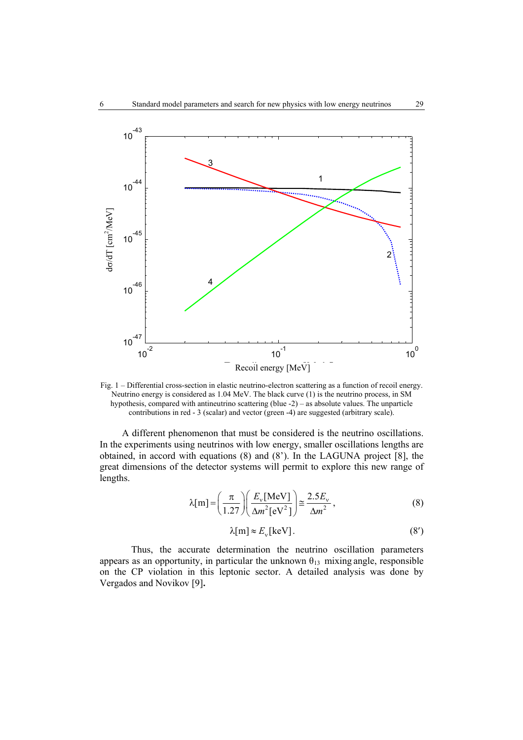Fig. 1 – Differential cross-section in elastic neutrino-electron scattering as a function of recoil energy. Neutrino energy is considered as 1.04 MeV. The black curve (1) is the neutrino process, in SM hypothesis, compared with antineutrino scattering (blue -2) – as absolute values. The unparticle contributions in red - 3 (scalar) and vector (green -4) are suggested (arbitrary scale).

A different phenomenon that must be considered is the neutrino oscillations. In the experiments using neutrinos with low energy, smaller oscillations lengths are obtained, in accord with equations (8) and (8'). In the LAGUNA project [8], the great dimensions of the detector systems will permit to explore this new range of lengths.

$$\lambda[\mathrm{m}] = \left(\frac{\pi}{1.27}\right)\left(\frac{E_\nu[\mathrm{MeV}]}{\Delta m^2[\mathrm{eV}^2]}\right) \cong \frac{2.5 E_\nu}{\Delta m^2}, \tag{8}$$

$$\lambda[\mathrm{m}] \approx E_\nu[\mathrm{keV}]. \tag{8'}$$

Thus, the accurate determination the neutrino oscillation parameters appears as an opportunity, in particular the unknown $\theta_{13}$ mixing angle, responsible on the CP violation in this leptonic sector. A detailed analysis was done by Vergados and Novikov [9].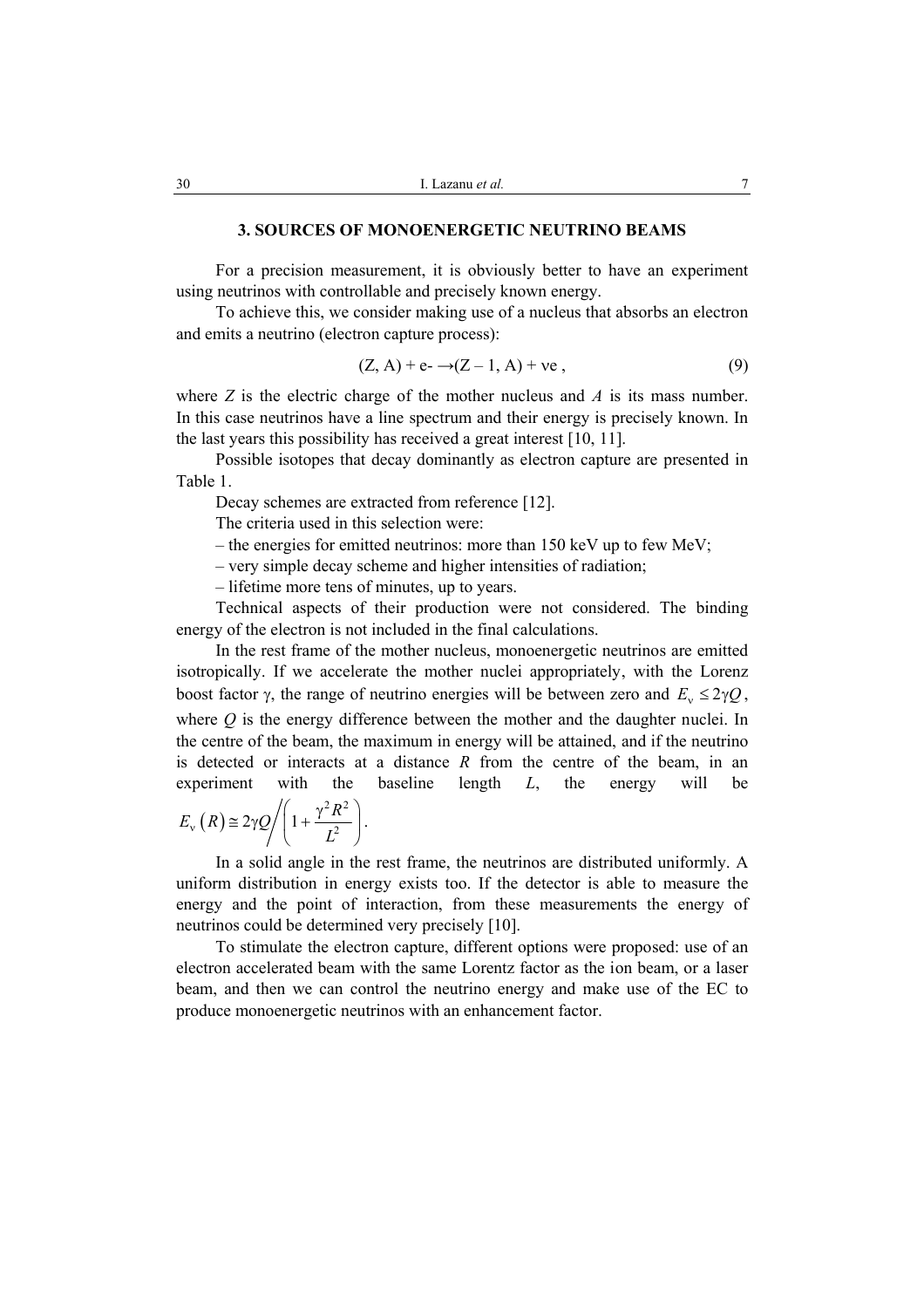## 3. SOURCES OF MONOENERGETIC NEUTRINO BEAMS

For a precision measurement, it is obviously better to have an experiment using neutrinos with controllable and precisely known energy.

To achieve this, we consider making use of a nucleus that absorbs an electron and emits a neutrino (electron capture process):

$$(Z, A) + e^- \rightarrow (Z - 1, A) + \nu e \, , \tag{9}$$

where $Z$ is the electric charge of the mother nucleus and $A$ is its mass number. In this case neutrinos have a line spectrum and their energy is precisely known. In the last years this possibility has received a great interest [10, 11].

Possible isotopes that decay dominantly as electron capture are presented in Table 1.

Decay schemes are extracted from reference [12].

The criteria used in this selection were:

– the energies for emitted neutrinos: more than 150 keV up to few MeV;

– very simple decay scheme and higher intensities of radiation;

– lifetime more tens of minutes, up to years.

Technical aspects of their production were not considered. The binding energy of the electron is not included in the final calculations.

In the rest frame of the mother nucleus, monoenergetic neutrinos are emitted isotropically. If we accelerate the mother nuclei appropriately, with the Lorenz boost factor γ, the range of neutrino energies will be between zero and $E_\nu \leq 2\gamma Q$, where $Q$ is the energy difference between the mother and the daughter nuclei. In the centre of the beam, the maximum in energy will be attained, and if the neutrino is detected or interacts at a distance $R$ from the centre of the beam, in an experiment with the baseline length $L$, the energy will be $E_\nu(R) \cong 2\gamma Q \Big/ \left(1 + \frac{\gamma^2 R^2}{L^2}\right)$.

In a solid angle in the rest frame, the neutrinos are distributed uniformly. A uniform distribution in energy exists too. If the detector is able to measure the energy and the point of interaction, from these measurements the energy of neutrinos could be determined very precisely [10].

To stimulate the electron capture, different options were proposed: use of an electron accelerated beam with the same Lorentz factor as the ion beam, or a laser beam, and then we can control the neutrino energy and make use of the EC to produce monoenergetic neutrinos with an enhancement factor.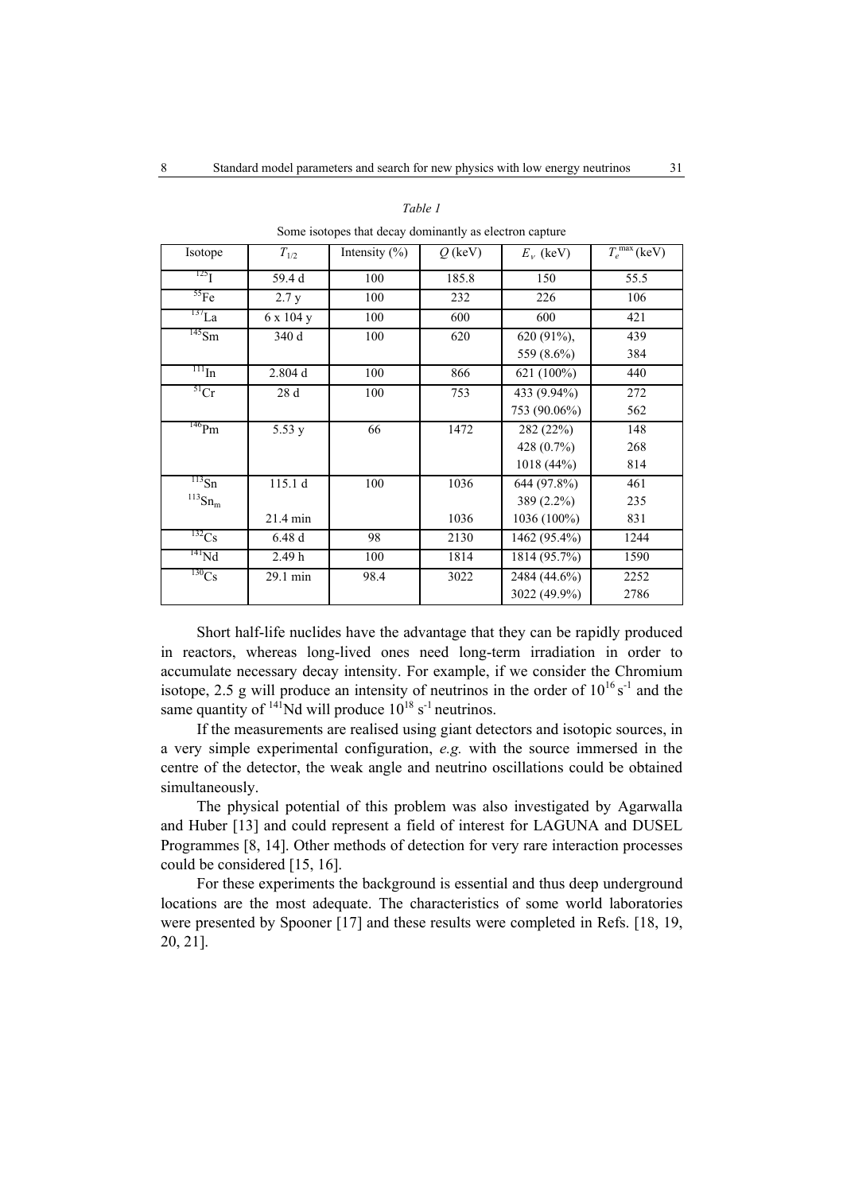*Table 1*

Some isotopes that decay dominantly as electron capture

| Isotope | $T_{1/2}$ | Intensity (%) | $Q$ (keV) | $E_{\nu}$ (keV) | $T_e^{max}$ (keV) |
|---|---|---|---|---|---|
| $^{125}$I | 59.4 d | 100 | 185.8 | 150 | 55.5 |
| $^{55}$Fe | 2.7 y | 100 | 232 | 226 | 106 |
| $^{137}$La | 6 x 104 y | 100 | 600 | 600 | 421 |
| $^{145}$Sm | 340 d | 100 | 620 | 620 (91%),<br>559 (8.6%) | 439<br>384 |
| $^{111}$In | 2.804 d | 100 | 866 | 621 (100%) | 440 |
| $^{51}$Cr | 28 d | 100 | 753 | 433 (9.94%)<br>753 (90.06%) | 272<br>562 |
| $^{146}$Pm | 5.53 y | 66 | 1472 | 282 (22%)<br>428 (0.7%)<br>1018 (44%) | 148<br>268<br>814 |
| $^{113}$Sn<br>$^{113}$Sn$_m$ | 115.1 d<br><br>21.4 min | 100 | 1036<br><br>1036 | 644 (97.8%)<br>389 (2.2%)<br>1036 (100%) | 461<br>235<br>831 |
| $^{132}$Cs | 6.48 d | 98 | 2130 | 1462 (95.4%) | 1244 |
| $^{141}$Nd | 2.49 h | 100 | 1814 | 1814 (95.7%) | 1590 |
| $^{130}$Cs | 29.1 min | 98.4 | 3022 | 2484 (44.6%)<br>3022 (49.9%) | 2252<br>2786 |

Short half-life nuclides have the advantage that they can be rapidly produced in reactors, whereas long-lived ones need long-term irradiation in order to accumulate necessary decay intensity. For example, if we consider the Chromium isotope, 2.5 g will produce an intensity of neutrinos in the order of $10^{16}$ s$^{-1}$ and the same quantity of $^{141}$Nd will produce $10^{18}$ s$^{-1}$ neutrinos.

If the measurements are realised using giant detectors and isotopic sources, in a very simple experimental configuration, *e.g.* with the source immersed in the centre of the detector, the weak angle and neutrino oscillations could be obtained simultaneously.

The physical potential of this problem was also investigated by Agarwalla and Huber [13] and could represent a field of interest for LAGUNA and DUSEL Programmes [8, 14]. Other methods of detection for very rare interaction processes could be considered [15, 16].

For these experiments the background is essential and thus deep underground locations are the most adequate. The characteristics of some world laboratories were presented by Spooner [17] and these results were completed in Refs. [18, 19, 20, 21].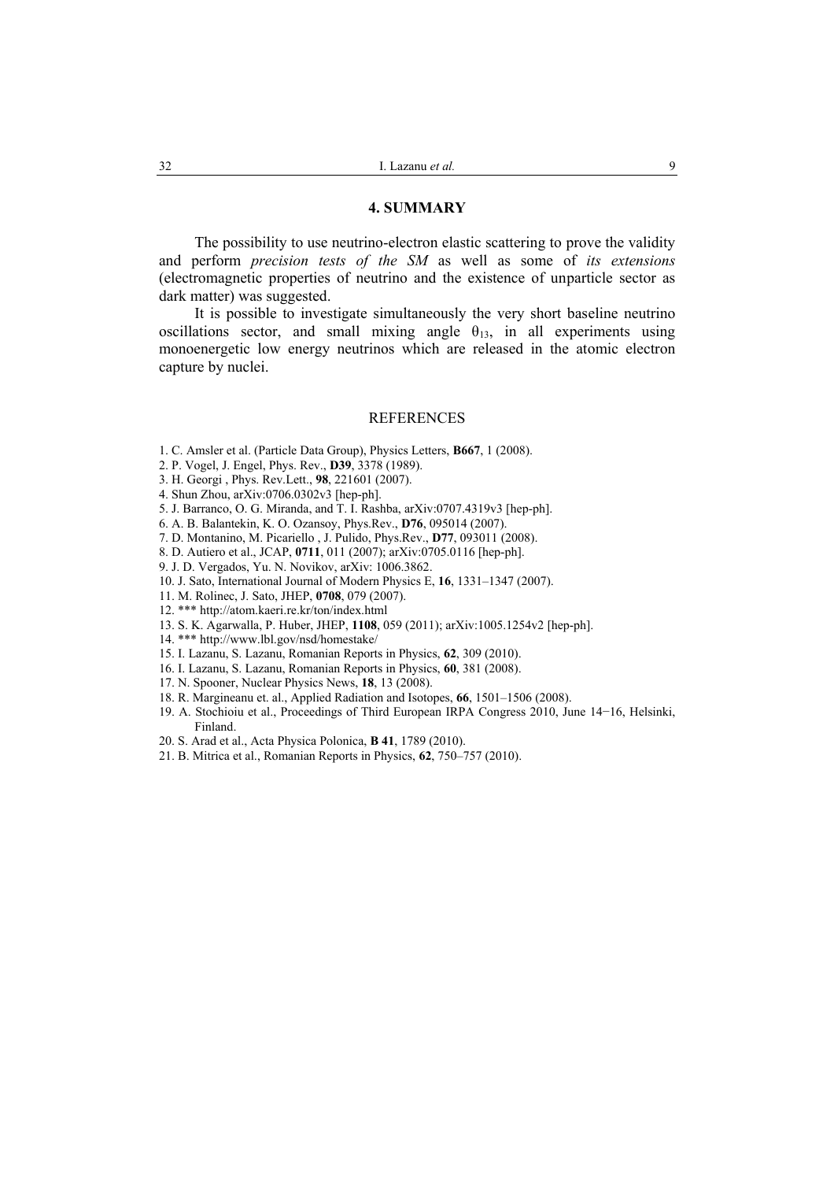## 4. SUMMARY

The possibility to use neutrino-electron elastic scattering to prove the validity and perform *precision tests of the SM* as well as some of *its extensions* (electromagnetic properties of neutrino and the existence of unparticle sector as dark matter) was suggested.

It is possible to investigate simultaneously the very short baseline neutrino oscillations sector, and small mixing angle $\theta_{13}$, in all experiments using monoenergetic low energy neutrinos which are released in the atomic electron capture by nuclei.

## REFERENCES

1. C. Amsler et al. (Particle Data Group), Physics Letters, **B667**, 1 (2008).
2. P. Vogel, J. Engel, Phys. Rev., **D39**, 3378 (1989).
3. H. Georgi , Phys. Rev.Lett., **98**, 221601 (2007).
4. Shun Zhou, arXiv:0706.0302v3 [hep-ph].
5. J. Barranco, O. G. Miranda, and T. I. Rashba, arXiv:0707.4319v3 [hep-ph].
6. A. B. Balantekin, K. O. Ozansoy, Phys.Rev., **D76**, 095014 (2007).
7. D. Montanino, M. Picariello , J. Pulido, Phys.Rev., **D77**, 093011 (2008).
8. D. Autiero et al., JCAP, **0711**, 011 (2007); arXiv:0705.0116 [hep-ph].
9. J. D. Vergados, Yu. N. Novikov, arXiv: 1006.3862.
10. J. Sato, International Journal of Modern Physics E, **16**, 1331–1347 (2007).
11. M. Rolinec, J. Sato, JHEP, **0708**, 079 (2007).
12. *** http://atom.kaeri.re.kr/ton/index.html
13. S. K. Agarwalla, P. Huber, JHEP, **1108**, 059 (2011); arXiv:1005.1254v2 [hep-ph].
14. *** http://www.lbl.gov/nsd/homestake/
15. I. Lazanu, S. Lazanu, Romanian Reports in Physics, **62**, 309 (2010).
16. I. Lazanu, S. Lazanu, Romanian Reports in Physics, **60**, 381 (2008).
17. N. Spooner, Nuclear Physics News, **18**, 13 (2008).
18. R. Margineanu et. al., Applied Radiation and Isotopes, **66**, 1501–1506 (2008).
19. A. Stochioiu et al., Proceedings of Third European IRPA Congress 2010, June 14−16, Helsinki, Finland.
20. S. Arad et al., Acta Physica Polonica, **B 41**, 1789 (2010).
21. B. Mitrica et al., Romanian Reports in Physics, **62**, 750–757 (2010).